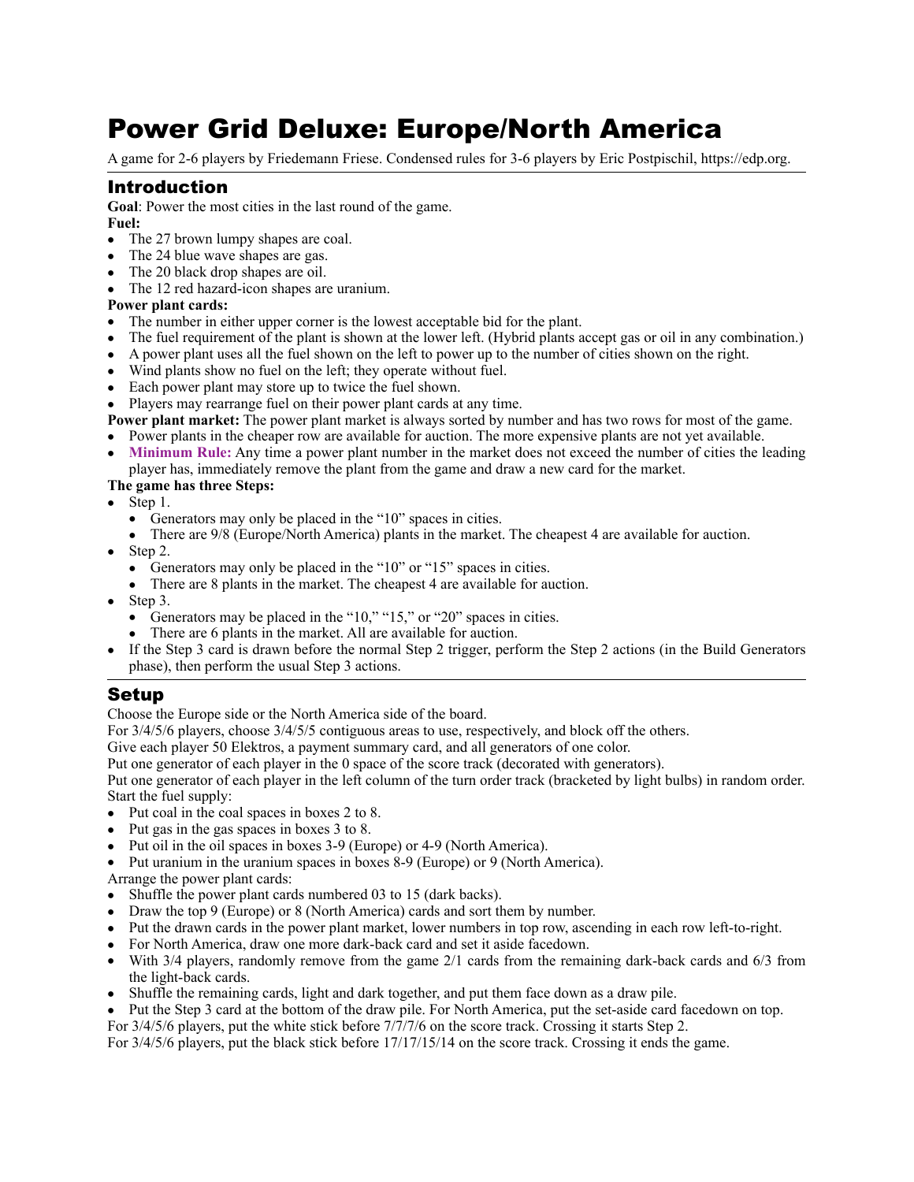# Power Grid Deluxe: Europe/North America

A game for 2-6 players by Friedemann Friese. Condensed rules for 3-6 players by Eric Postpischil, https://edp.org.

## Introduction

**Goal**: Power the most cities in the last round of the game.

**Fuel:**

- The 27 brown lumpy shapes are coal.
- The 24 blue wave shapes are gas.
- The 20 black drop shapes are oil.
- The 12 red hazard-icon shapes are uranium.

**Power plant cards:**

- The number in either upper corner is the lowest acceptable bid for the plant.
- The fuel requirement of the plant is shown at the lower left. (Hybrid plants accept gas or oil in any combination.)
- A power plant uses all the fuel shown on the left to power up to the number of cities shown on the right.
- Wind plants show no fuel on the left; they operate without fuel.
- Each power plant may store up to twice the fuel shown.
- Players may rearrange fuel on their power plant cards at any time.

**Power plant market:** The power plant market is always sorted by number and has two rows for most of the game.

- Power plants in the cheaper row are available for auction. The more expensive plants are not yet available.
- **Minimum Rule:** Any time a power plant number in the market does not exceed the number of cities the leading player has, immediately remove the plant from the game and draw a new card for the market.

**The game has three Steps:**

- Step 1.
  - Generators may only be placed in the "10" spaces in cities.
  - There are 9/8 (Europe/North America) plants in the market. The cheapest 4 are available for auction.
- Step 2.
  - Generators may only be placed in the "10" or "15" spaces in cities.
  - There are 8 plants in the market. The cheapest 4 are available for auction.
- Step 3.
  - Generators may be placed in the "10," "15," or "20" spaces in cities.
  - There are 6 plants in the market. All are available for auction.
- If the Step 3 card is drawn before the normal Step 2 trigger, perform the Step 2 actions (in the Build Generators phase), then perform the usual Step 3 actions.

## Setup

Choose the Europe side or the North America side of the board.

For 3/4/5/6 players, choose 3/4/5/5 contiguous areas to use, respectively, and block off the others.

Give each player 50 Elektros, a payment summary card, and all generators of one color.

Put one generator of each player in the 0 space of the score track (decorated with generators).

Put one generator of each player in the left column of the turn order track (bracketed by light bulbs) in random order.

Start the fuel supply:

- Put coal in the coal spaces in boxes 2 to 8.
- Put gas in the gas spaces in boxes 3 to 8.
- Put oil in the oil spaces in boxes 3-9 (Europe) or 4-9 (North America).
- Put uranium in the uranium spaces in boxes 8-9 (Europe) or 9 (North America).

Arrange the power plant cards:

- Shuffle the power plant cards numbered 03 to 15 (dark backs).
- Draw the top 9 (Europe) or 8 (North America) cards and sort them by number.
- Put the drawn cards in the power plant market, lower numbers in top row, ascending in each row left-to-right.
- For North America, draw one more dark-back card and set it aside facedown.
- With 3/4 players, randomly remove from the game 2/1 cards from the remaining dark-back cards and 6/3 from the light-back cards.
- Shuffle the remaining cards, light and dark together, and put them face down as a draw pile.
- Put the Step 3 card at the bottom of the draw pile. For North America, put the set-aside card facedown on top.

For 3/4/5/6 players, put the white stick before 7/7/7/6 on the score track. Crossing it starts Step 2.

For 3/4/5/6 players, put the black stick before 17/17/15/14 on the score track. Crossing it ends the game.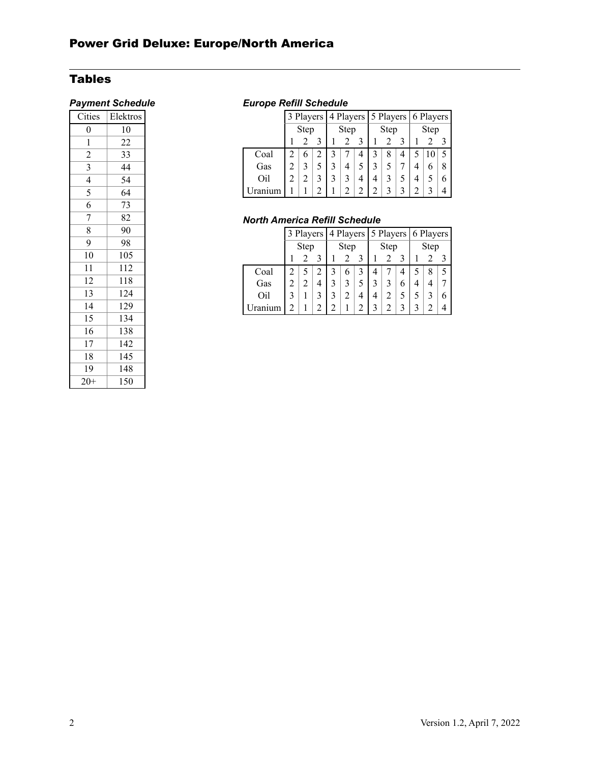## Power Grid Deluxe: Europe/North America

## Tables

### *Payment Schedule*

| Cities | Elektros |
|---|---|
| 0 | 10 |
| 1 | 22 |
| 2 | 33 |
| 3 | 44 |
| 4 | 54 |
| 5 | 64 |
| 6 | 73 |
| 7 | 82 |
| 8 | 90 |
| 9 | 98 |
| 10 | 105 |
| 11 | 112 |
| 12 | 118 |
| 13 | 124 |
| 14 | 129 |
| 15 | 134 |
| 16 | 138 |
| 17 | 142 |
| 18 | 145 |
| 19 | 148 |
| 20+ | 150 |

### *Europe Refill Schedule*

| | 3 Players | | | 4 Players | | | 5 Players | | | 6 Players | | |
|---|---|---|---|---|---|---|---|---|---|---|---|---|
| | Step | | | Step | | | Step | | | Step | | |
| | 1 | 2 | 3 | 1 | 2 | 3 | 1 | 2 | 3 | 1 | 2 | 3 |
| Coal | 2 | 6 | 2 | 3 | 7 | 4 | 3 | 8 | 4 | 5 | 10 | 5 |
| Gas | 2 | 3 | 5 | 3 | 4 | 5 | 3 | 5 | 7 | 4 | 6 | 8 |
| Oil | 2 | 2 | 3 | 3 | 3 | 4 | 4 | 3 | 5 | 4 | 5 | 6 |
| Uranium | 1 | 1 | 2 | 1 | 2 | 2 | 2 | 3 | 3 | 2 | 3 | 4 |

### *North America Refill Schedule*

| | 3 Players | | | 4 Players | | | 5 Players | | | 6 Players | | |
|---|---|---|---|---|---|---|---|---|---|---|---|---|
| | Step | | | Step | | | Step | | | Step | | |
| | 1 | 2 | 3 | 1 | 2 | 3 | 1 | 2 | 3 | 1 | 2 | 3 |
| Coal | 2 | 5 | 2 | 3 | 6 | 3 | 4 | 7 | 4 | 5 | 8 | 5 |
| Gas | 2 | 2 | 4 | 3 | 3 | 5 | 3 | 3 | 6 | 4 | 4 | 7 |
| Oil | 3 | 1 | 3 | 3 | 2 | 4 | 4 | 2 | 5 | 5 | 3 | 6 |
| Uranium | 2 | 1 | 2 | 2 | 1 | 2 | 3 | 2 | 3 | 3 | 2 | 4 |

Version 1.2, April 7, 2022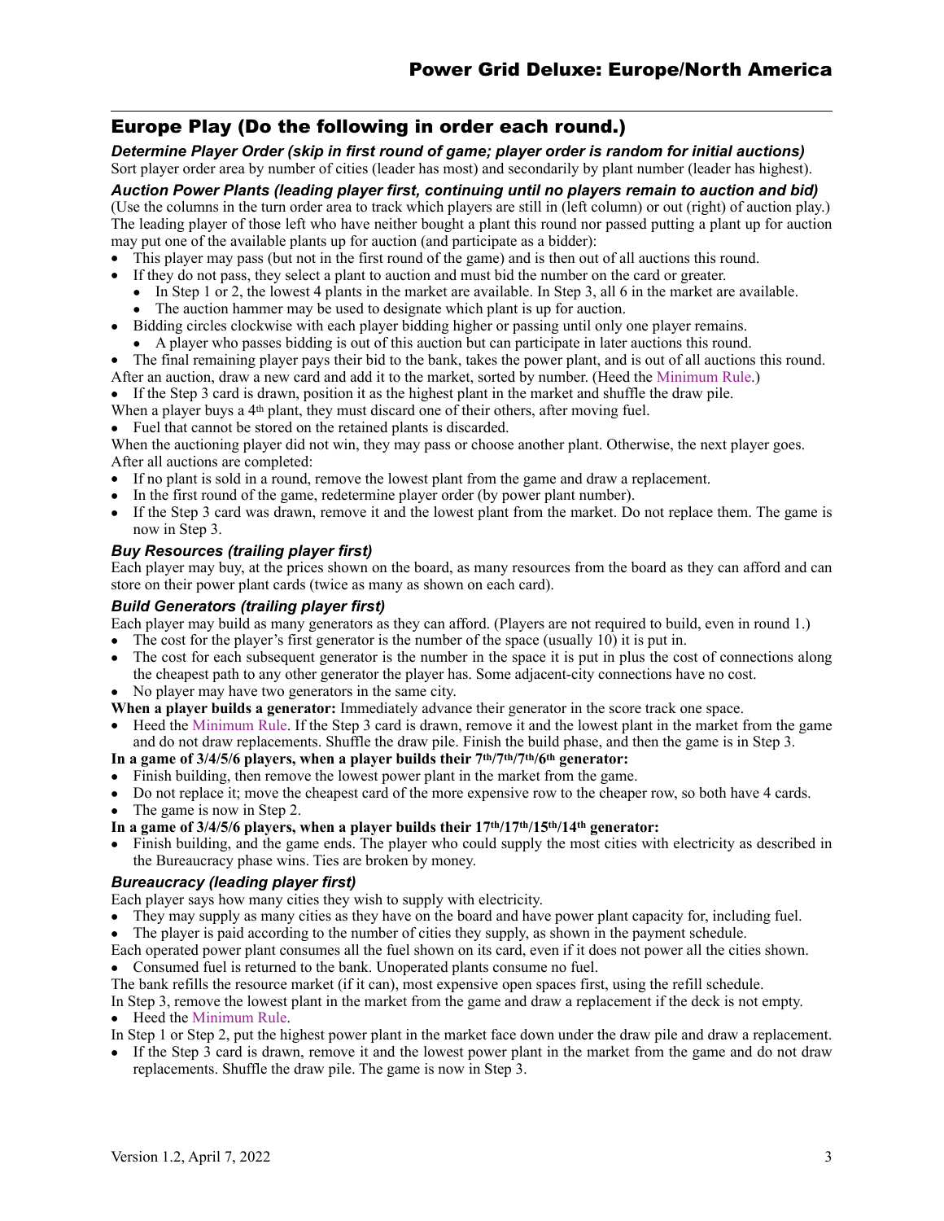## Europe Play (Do the following in order each round.)

### *Determine Player Order (skip in first round of game; player order is random for initial auctions)*

Sort player order area by number of cities (leader has most) and secondarily by plant number (leader has highest).

### *Auction Power Plants (leading player first, continuing until no players remain to auction and bid)*

(Use the columns in the turn order area to track which players are still in (left column) or out (right) of auction play.) The leading player of those left who have neither bought a plant this round nor passed putting a plant up for auction may put one of the available plants up for auction (and participate as a bidder):

- This player may pass (but not in the first round of the game) and is then out of all auctions this round.
- If they do not pass, they select a plant to auction and must bid the number on the card or greater.
  - In Step 1 or 2, the lowest 4 plants in the market are available. In Step 3, all 6 in the market are available.
  - The auction hammer may be used to designate which plant is up for auction.
- Bidding circles clockwise with each player bidding higher or passing until only one player remains.
  - A player who passes bidding is out of this auction but can participate in later auctions this round.
- The final remaining player pays their bid to the bank, takes the power plant, and is out of all auctions this round.

After an auction, draw a new card and add it to the market, sorted by number. (Heed the Minimum Rule.)

- If the Step 3 card is drawn, position it as the highest plant in the market and shuffle the draw pile.

When a player buys a 4th plant, they must discard one of their others, after moving fuel.

- Fuel that cannot be stored on the retained plants is discarded.

When the auctioning player did not win, they may pass or choose another plant. Otherwise, the next player goes.
After all auctions are completed:

- If no plant is sold in a round, remove the lowest plant from the game and draw a replacement.
- In the first round of the game, redetermine player order (by power plant number).
- If the Step 3 card was drawn, remove it and the lowest plant from the market. Do not replace them. The game is now in Step 3.

### *Buy Resources (trailing player first)*

Each player may buy, at the prices shown on the board, as many resources from the board as they can afford and can store on their power plant cards (twice as many as shown on each card).

### *Build Generators (trailing player first)*

Each player may build as many generators as they can afford. (Players are not required to build, even in round 1.)

- The cost for the player's first generator is the number of the space (usually 10) it is put in.
- The cost for each subsequent generator is the number in the space it is put in plus the cost of connections along the cheapest path to any other generator the player has. Some adjacent-city connections have no cost.
- No player may have two generators in the same city.

**When a player builds a generator:** Immediately advance their generator in the score track one space.

- Heed the Minimum Rule. If the Step 3 card is drawn, remove it and the lowest plant in the market from the game and do not draw replacements. Shuffle the draw pile. Finish the build phase, and then the game is in Step 3.

**In a game of 3/4/5/6 players, when a player builds their 7th/7th/7th/6th generator:**

- Finish building, then remove the lowest power plant in the market from the game.
- Do not replace it; move the cheapest card of the more expensive row to the cheaper row, so both have 4 cards.
- The game is now in Step 2.

**In a game of 3/4/5/6 players, when a player builds their 17th/17th/15th/14th generator:**

- Finish building, and the game ends. The player who could supply the most cities with electricity as described in the Bureaucracy phase wins. Ties are broken by money.

### *Bureaucracy (leading player first)*

Each player says how many cities they wish to supply with electricity.

- They may supply as many cities as they have on the board and have power plant capacity for, including fuel.
- The player is paid according to the number of cities they supply, as shown in the payment schedule.

Each operated power plant consumes all the fuel shown on its card, even if it does not power all the cities shown.

- Consumed fuel is returned to the bank. Unoperated plants consume no fuel.

The bank refills the resource market (if it can), most expensive open spaces first, using the refill schedule.

In Step 3, remove the lowest plant in the market from the game and draw a replacement if the deck is not empty.

- Heed the Minimum Rule.

In Step 1 or Step 2, put the highest power plant in the market face down under the draw pile and draw a replacement.

- If the Step 3 card is drawn, remove it and the lowest power plant in the market from the game and do not draw replacements. Shuffle the draw pile. The game is now in Step 3.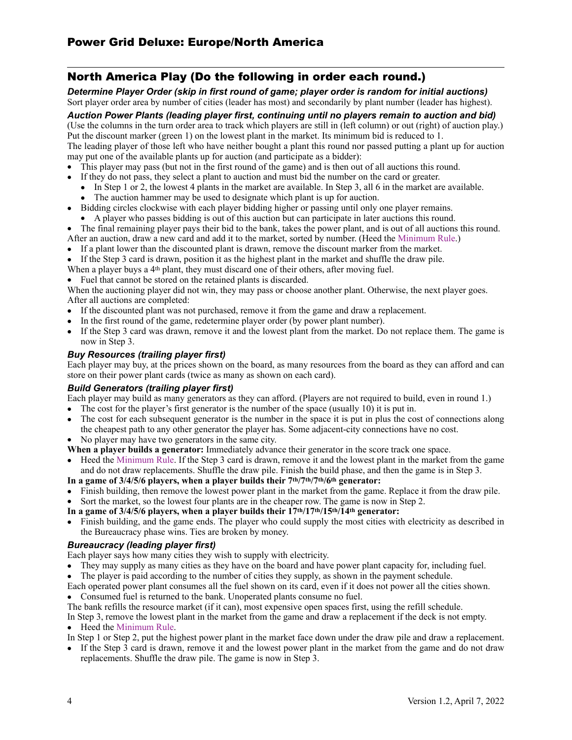# Power Grid Deluxe: Europe/North America

## North America Play (Do the following in order each round.)

### *Determine Player Order (skip in first round of game; player order is random for initial auctions)*

Sort player order area by number of cities (leader has most) and secondarily by plant number (leader has highest).

### *Auction Power Plants (leading player first, continuing until no players remain to auction and bid)*

(Use the columns in the turn order area to track which players are still in (left column) or out (right) of auction play.)
Put the discount marker (green 1) on the lowest plant in the market. Its minimum bid is reduced to 1.
The leading player of those left who have neither bought a plant this round nor passed putting a plant up for auction may put one of the available plants up for auction (and participate as a bidder):

- This player may pass (but not in the first round of the game) and is then out of all auctions this round.
- If they do not pass, they select a plant to auction and must bid the number on the card or greater.
  - In Step 1 or 2, the lowest 4 plants in the market are available. In Step 3, all 6 in the market are available.
  - The auction hammer may be used to designate which plant is up for auction.
- Bidding circles clockwise with each player bidding higher or passing until only one player remains.
  - A player who passes bidding is out of this auction but can participate in later auctions this round.
- The final remaining player pays their bid to the bank, takes the power plant, and is out of all auctions this round.

After an auction, draw a new card and add it to the market, sorted by number. (Heed the Minimum Rule.)

- If a plant lower than the discounted plant is drawn, remove the discount marker from the market.
- If the Step 3 card is drawn, position it as the highest plant in the market and shuffle the draw pile.

When a player buys a 4th plant, they must discard one of their others, after moving fuel.

- Fuel that cannot be stored on the retained plants is discarded.

When the auctioning player did not win, they may pass or choose another plant. Otherwise, the next player goes.
After all auctions are completed:

- If the discounted plant was not purchased, remove it from the game and draw a replacement.
- In the first round of the game, redetermine player order (by power plant number).
- If the Step 3 card was drawn, remove it and the lowest plant from the market. Do not replace them. The game is now in Step 3.

### *Buy Resources (trailing player first)*

Each player may buy, at the prices shown on the board, as many resources from the board as they can afford and can store on their power plant cards (twice as many as shown on each card).

### *Build Generators (trailing player first)*

Each player may build as many generators as they can afford. (Players are not required to build, even in round 1.)

- The cost for the player's first generator is the number of the space (usually 10) it is put in.
- The cost for each subsequent generator is the number in the space it is put in plus the cost of connections along the cheapest path to any other generator the player has. Some adjacent-city connections have no cost.
- No player may have two generators in the same city.

**When a player builds a generator:** Immediately advance their generator in the score track one space.

- Heed the Minimum Rule. If the Step 3 card is drawn, remove it and the lowest plant in the market from the game and do not draw replacements. Shuffle the draw pile. Finish the build phase, and then the game is in Step 3.

**In a game of 3/4/5/6 players, when a player builds their 7th/7th/7th/6th generator:**

- Finish building, then remove the lowest power plant in the market from the game. Replace it from the draw pile.
- Sort the market, so the lowest four plants are in the cheaper row. The game is now in Step 2.

**In a game of 3/4/5/6 players, when a player builds their 17th/17th/15th/14th generator:**

- Finish building, and the game ends. The player who could supply the most cities with electricity as described in the Bureaucracy phase wins. Ties are broken by money.

### *Bureaucracy (leading player first)*

Each player says how many cities they wish to supply with electricity.

- They may supply as many cities as they have on the board and have power plant capacity for, including fuel.
- The player is paid according to the number of cities they supply, as shown in the payment schedule.

Each operated power plant consumes all the fuel shown on its card, even if it does not power all the cities shown.

- Consumed fuel is returned to the bank. Unoperated plants consume no fuel.

The bank refills the resource market (if it can), most expensive open spaces first, using the refill schedule.
In Step 3, remove the lowest plant in the market from the game and draw a replacement if the deck is not empty.

- Heed the Minimum Rule.

In Step 1 or Step 2, put the highest power plant in the market face down under the draw pile and draw a replacement.

- If the Step 3 card is drawn, remove it and the lowest power plant in the market from the game and do not draw replacements. Shuffle the draw pile. The game is now in Step 3.